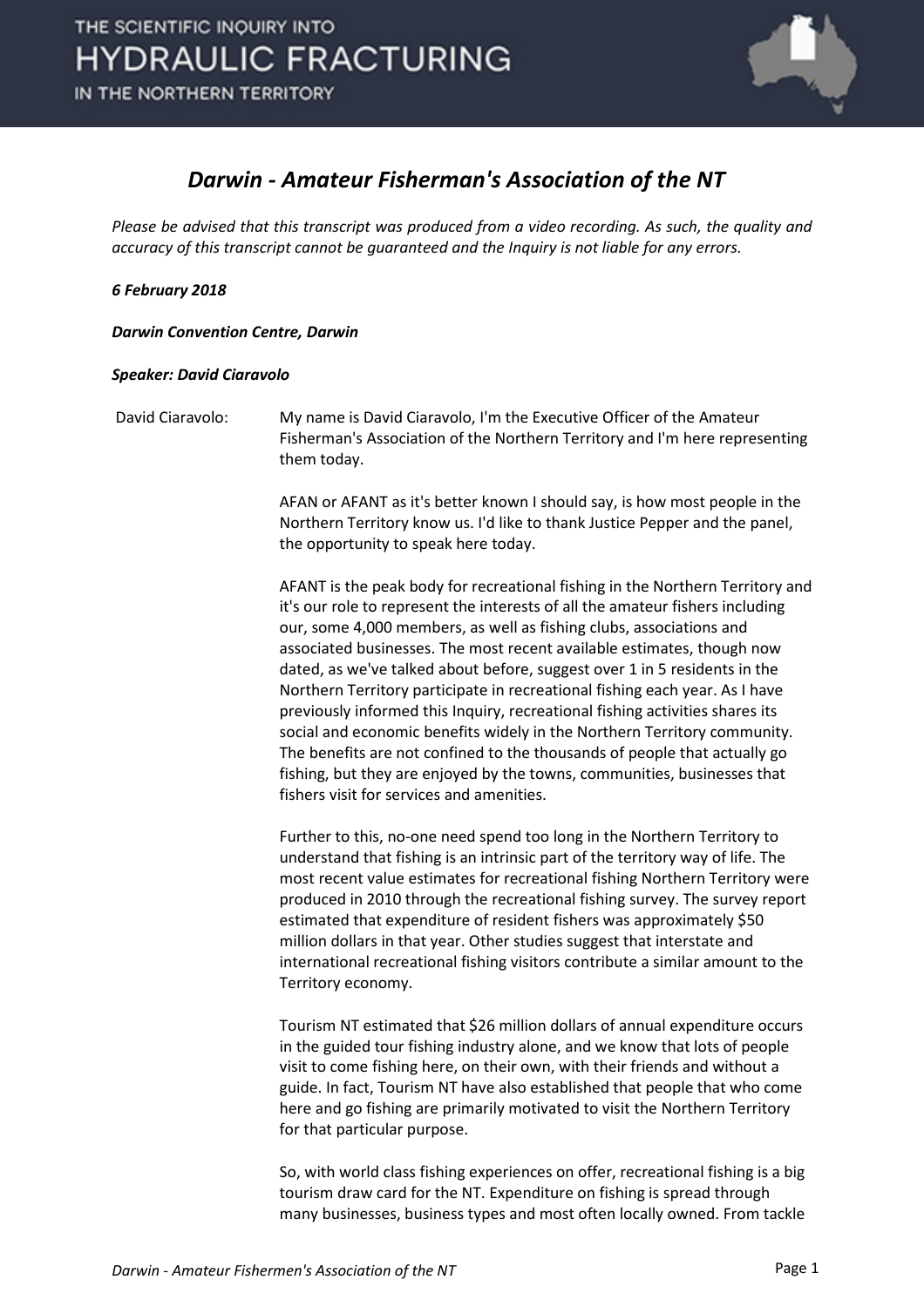# Darwin - Amateur Fisherman's Association of the NT

*Please be advised that this transcript was produced from a video recording. As such, the quality and accuracy of this transcript cannot be guaranteed and the Inquiry is not liable for any errors.*

***6 February 2018***

***Darwin Convention Centre, Darwin***

***Speaker: David Ciaravolo***

David Ciaravolo: My name is David Ciaravolo, I'm the Executive Officer of the Amateur Fisherman's Association of the Northern Territory and I'm here representing them today.

AFAN or AFANT as it's better known I should say, is how most people in the Northern Territory know us. I'd like to thank Justice Pepper and the panel, the opportunity to speak here today.

AFANT is the peak body for recreational fishing in the Northern Territory and it's our role to represent the interests of all the amateur fishers including our, some 4,000 members, as well as fishing clubs, associations and associated businesses. The most recent available estimates, though now dated, as we've talked about before, suggest over 1 in 5 residents in the Northern Territory participate in recreational fishing each year. As I have previously informed this Inquiry, recreational fishing activities shares its social and economic benefits widely in the Northern Territory community. The benefits are not confined to the thousands of people that actually go fishing, but they are enjoyed by the towns, communities, businesses that fishers visit for services and amenities.

Further to this, no-one need spend too long in the Northern Territory to understand that fishing is an intrinsic part of the territory way of life. The most recent value estimates for recreational fishing Northern Territory were produced in 2010 through the recreational fishing survey. The survey report estimated that expenditure of resident fishers was approximately $50 million dollars in that year. Other studies suggest that interstate and international recreational fishing visitors contribute a similar amount to the Territory economy.

Tourism NT estimated that $26 million dollars of annual expenditure occurs in the guided tour fishing industry alone, and we know that lots of people visit to come fishing here, on their own, with their friends and without a guide. In fact, Tourism NT have also established that people that who come here and go fishing are primarily motivated to visit the Northern Territory for that particular purpose.

So, with world class fishing experiences on offer, recreational fishing is a big tourism draw card for the NT. Expenditure on fishing is spread through many businesses, business types and most often locally owned. From tackle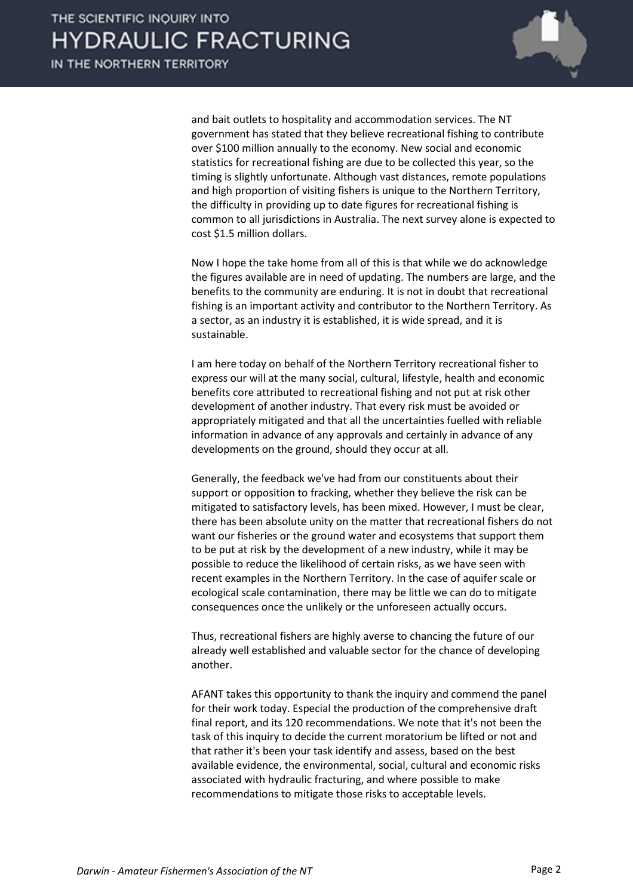and bait outlets to hospitality and accommodation services. The NT government has stated that they believe recreational fishing to contribute over $100 million annually to the economy. New social and economic statistics for recreational fishing are due to be collected this year, so the timing is slightly unfortunate. Although vast distances, remote populations and high proportion of visiting fishers is unique to the Northern Territory, the difficulty in providing up to date figures for recreational fishing is common to all jurisdictions in Australia. The next survey alone is expected to cost $1.5 million dollars.

Now I hope the take home from all of this is that while we do acknowledge the figures available are in need of updating. The numbers are large, and the benefits to the community are enduring. It is not in doubt that recreational fishing is an important activity and contributor to the Northern Territory. As a sector, as an industry it is established, it is wide spread, and it is sustainable.

I am here today on behalf of the Northern Territory recreational fisher to express our will at the many social, cultural, lifestyle, health and economic benefits core attributed to recreational fishing and not put at risk other development of another industry. That every risk must be avoided or appropriately mitigated and that all the uncertainties fuelled with reliable information in advance of any approvals and certainly in advance of any developments on the ground, should they occur at all.

Generally, the feedback we've had from our constituents about their support or opposition to fracking, whether they believe the risk can be mitigated to satisfactory levels, has been mixed. However, I must be clear, there has been absolute unity on the matter that recreational fishers do not want our fisheries or the ground water and ecosystems that support them to be put at risk by the development of a new industry, while it may be possible to reduce the likelihood of certain risks, as we have seen with recent examples in the Northern Territory. In the case of aquifer scale or ecological scale contamination, there may be little we can do to mitigate consequences once the unlikely or the unforeseen actually occurs.

Thus, recreational fishers are highly averse to chancing the future of our already well established and valuable sector for the chance of developing another.

AFANT takes this opportunity to thank the inquiry and commend the panel for their work today. Especial the production of the comprehensive draft final report, and its 120 recommendations. We note that it's not been the task of this inquiry to decide the current moratorium be lifted or not and that rather it's been your task identify and assess, based on the best available evidence, the environmental, social, cultural and economic risks associated with hydraulic fracturing, and where possible to make recommendations to mitigate those risks to acceptable levels.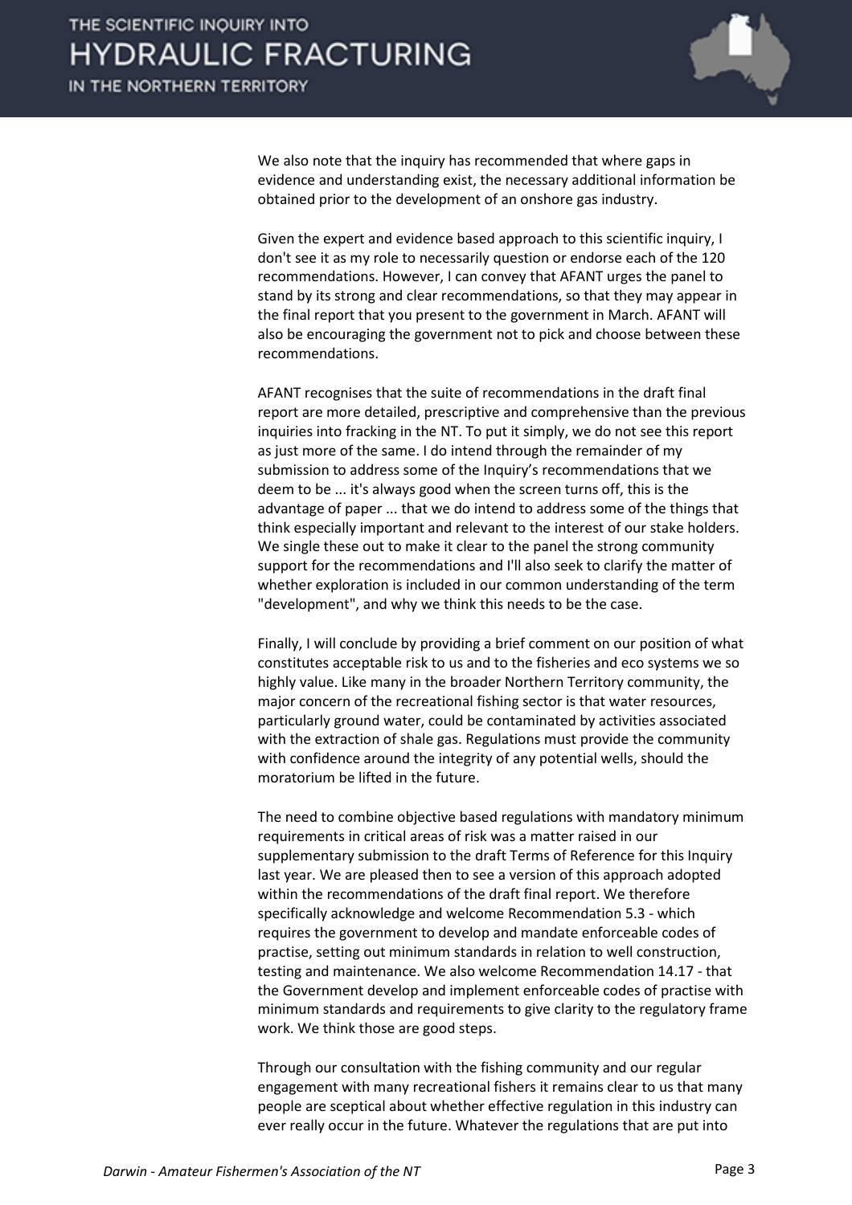We also note that the inquiry has recommended that where gaps in evidence and understanding exist, the necessary additional information be obtained prior to the development of an onshore gas industry.

Given the expert and evidence based approach to this scientific inquiry, I don't see it as my role to necessarily question or endorse each of the 120 recommendations. However, I can convey that AFANT urges the panel to stand by its strong and clear recommendations, so that they may appear in the final report that you present to the government in March. AFANT will also be encouraging the government not to pick and choose between these recommendations.

AFANT recognises that the suite of recommendations in the draft final report are more detailed, prescriptive and comprehensive than the previous inquiries into fracking in the NT. To put it simply, we do not see this report as just more of the same. I do intend through the remainder of my submission to address some of the Inquiry's recommendations that we deem to be ... it's always good when the screen turns off, this is the advantage of paper ... that we do intend to address some of the things that think especially important and relevant to the interest of our stake holders. We single these out to make it clear to the panel the strong community support for the recommendations and I'll also seek to clarify the matter of whether exploration is included in our common understanding of the term "development", and why we think this needs to be the case.

Finally, I will conclude by providing a brief comment on our position of what constitutes acceptable risk to us and to the fisheries and eco systems we so highly value. Like many in the broader Northern Territory community, the major concern of the recreational fishing sector is that water resources, particularly ground water, could be contaminated by activities associated with the extraction of shale gas. Regulations must provide the community with confidence around the integrity of any potential wells, should the moratorium be lifted in the future.

The need to combine objective based regulations with mandatory minimum requirements in critical areas of risk was a matter raised in our supplementary submission to the draft Terms of Reference for this Inquiry last year. We are pleased then to see a version of this approach adopted within the recommendations of the draft final report. We therefore specifically acknowledge and welcome Recommendation 5.3 - which requires the government to develop and mandate enforceable codes of practise, setting out minimum standards in relation to well construction, testing and maintenance. We also welcome Recommendation 14.17 - that the Government develop and implement enforceable codes of practise with minimum standards and requirements to give clarity to the regulatory frame work. We think those are good steps.

Through our consultation with the fishing community and our regular engagement with many recreational fishers it remains clear to us that many people are sceptical about whether effective regulation in this industry can ever really occur in the future. Whatever the regulations that are put into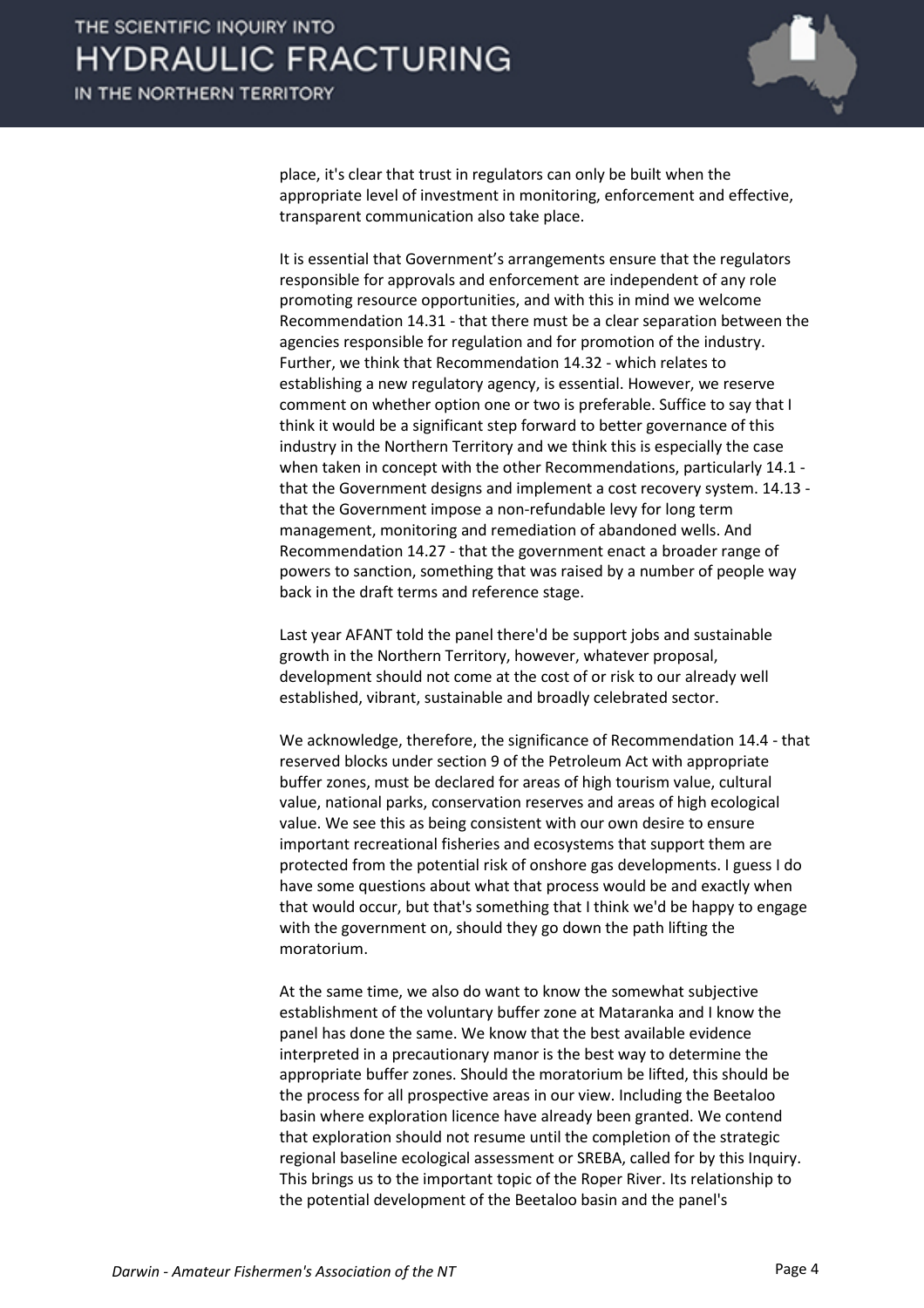place, it's clear that trust in regulators can only be built when the appropriate level of investment in monitoring, enforcement and effective, transparent communication also take place.

It is essential that Government's arrangements ensure that the regulators responsible for approvals and enforcement are independent of any role promoting resource opportunities, and with this in mind we welcome Recommendation 14.31 - that there must be a clear separation between the agencies responsible for regulation and for promotion of the industry. Further, we think that Recommendation 14.32 - which relates to establishing a new regulatory agency, is essential. However, we reserve comment on whether option one or two is preferable. Suffice to say that I think it would be a significant step forward to better governance of this industry in the Northern Territory and we think this is especially the case when taken in concept with the other Recommendations, particularly 14.1 - that the Government designs and implement a cost recovery system. 14.13 - that the Government impose a non-refundable levy for long term management, monitoring and remediation of abandoned wells. And Recommendation 14.27 - that the government enact a broader range of powers to sanction, something that was raised by a number of people way back in the draft terms and reference stage.

Last year AFANT told the panel there'd be support jobs and sustainable growth in the Northern Territory, however, whatever proposal, development should not come at the cost of or risk to our already well established, vibrant, sustainable and broadly celebrated sector.

We acknowledge, therefore, the significance of Recommendation 14.4 - that reserved blocks under section 9 of the Petroleum Act with appropriate buffer zones, must be declared for areas of high tourism value, cultural value, national parks, conservation reserves and areas of high ecological value. We see this as being consistent with our own desire to ensure important recreational fisheries and ecosystems that support them are protected from the potential risk of onshore gas developments. I guess I do have some questions about what that process would be and exactly when that would occur, but that's something that I think we'd be happy to engage with the government on, should they go down the path lifting the moratorium.

At the same time, we also do want to know the somewhat subjective establishment of the voluntary buffer zone at Mataranka and I know the panel has done the same. We know that the best available evidence interpreted in a precautionary manor is the best way to determine the appropriate buffer zones. Should the moratorium be lifted, this should be the process for all prospective areas in our view. Including the Beetaloo basin where exploration licence have already been granted. We contend that exploration should not resume until the completion of the strategic regional baseline ecological assessment or SREBA, called for by this Inquiry. This brings us to the important topic of the Roper River. Its relationship to the potential development of the Beetaloo basin and the panel's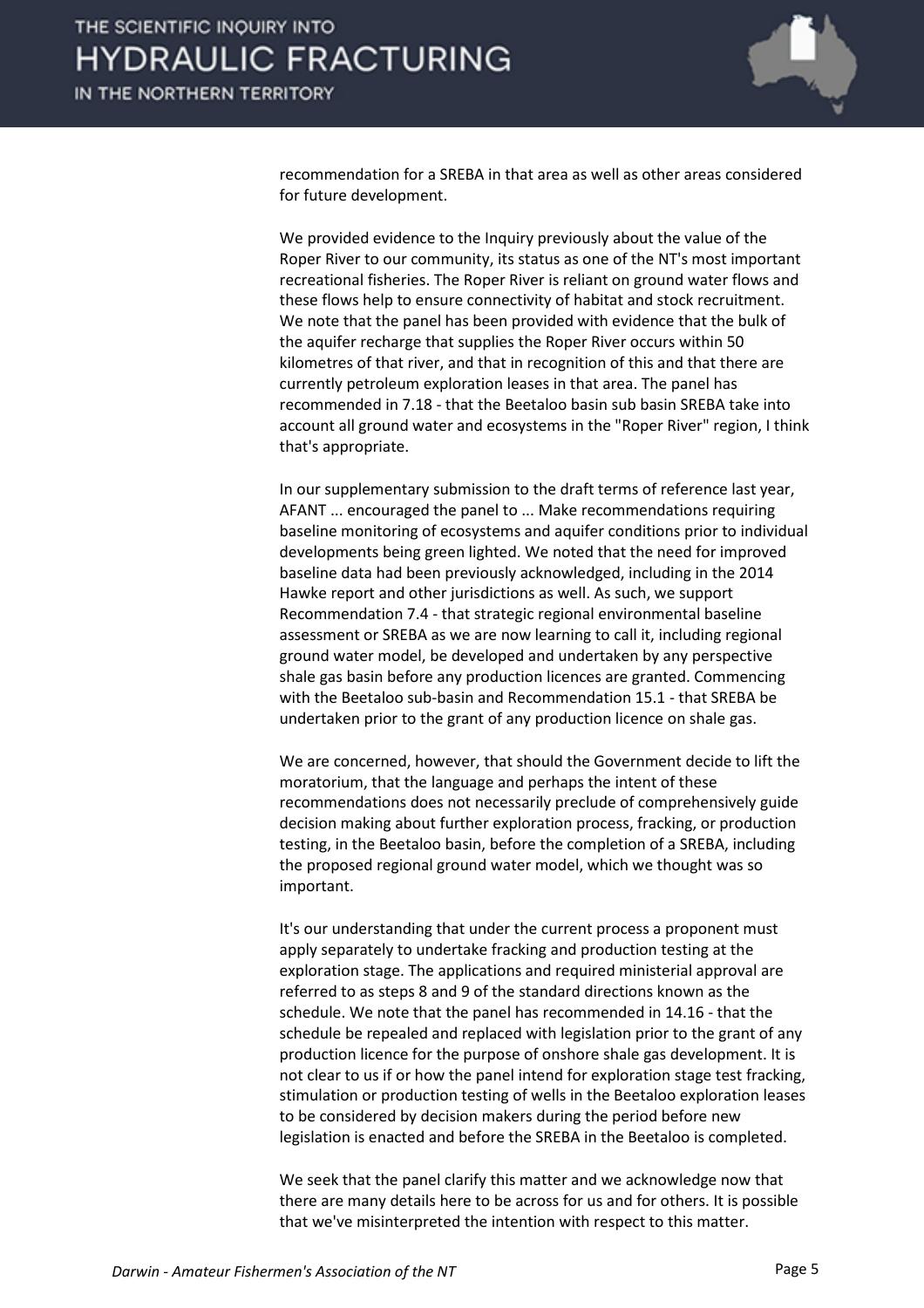recommendation for a SREBA in that area as well as other areas considered for future development.

We provided evidence to the Inquiry previously about the value of the Roper River to our community, its status as one of the NT's most important recreational fisheries. The Roper River is reliant on ground water flows and these flows help to ensure connectivity of habitat and stock recruitment. We note that the panel has been provided with evidence that the bulk of the aquifer recharge that supplies the Roper River occurs within 50 kilometres of that river, and that in recognition of this and that there are currently petroleum exploration leases in that area. The panel has recommended in 7.18 - that the Beetaloo basin sub basin SREBA take into account all ground water and ecosystems in the "Roper River" region, I think that's appropriate.

In our supplementary submission to the draft terms of reference last year, AFANT ... encouraged the panel to ... Make recommendations requiring baseline monitoring of ecosystems and aquifer conditions prior to individual developments being green lighted. We noted that the need for improved baseline data had been previously acknowledged, including in the 2014 Hawke report and other jurisdictions as well. As such, we support Recommendation 7.4 - that strategic regional environmental baseline assessment or SREBA as we are now learning to call it, including regional ground water model, be developed and undertaken by any perspective shale gas basin before any production licences are granted. Commencing with the Beetaloo sub-basin and Recommendation 15.1 - that SREBA be undertaken prior to the grant of any production licence on shale gas.

We are concerned, however, that should the Government decide to lift the moratorium, that the language and perhaps the intent of these recommendations does not necessarily preclude of comprehensively guide decision making about further exploration process, fracking, or production testing, in the Beetaloo basin, before the completion of a SREBA, including the proposed regional ground water model, which we thought was so important.

It's our understanding that under the current process a proponent must apply separately to undertake fracking and production testing at the exploration stage. The applications and required ministerial approval are referred to as steps 8 and 9 of the standard directions known as the schedule. We note that the panel has recommended in 14.16 - that the schedule be repealed and replaced with legislation prior to the grant of any production licence for the purpose of onshore shale gas development. It is not clear to us if or how the panel intend for exploration stage test fracking, stimulation or production testing of wells in the Beetaloo exploration leases to be considered by decision makers during the period before new legislation is enacted and before the SREBA in the Beetaloo is completed.

We seek that the panel clarify this matter and we acknowledge now that there are many details here to be across for us and for others. It is possible that we've misinterpreted the intention with respect to this matter.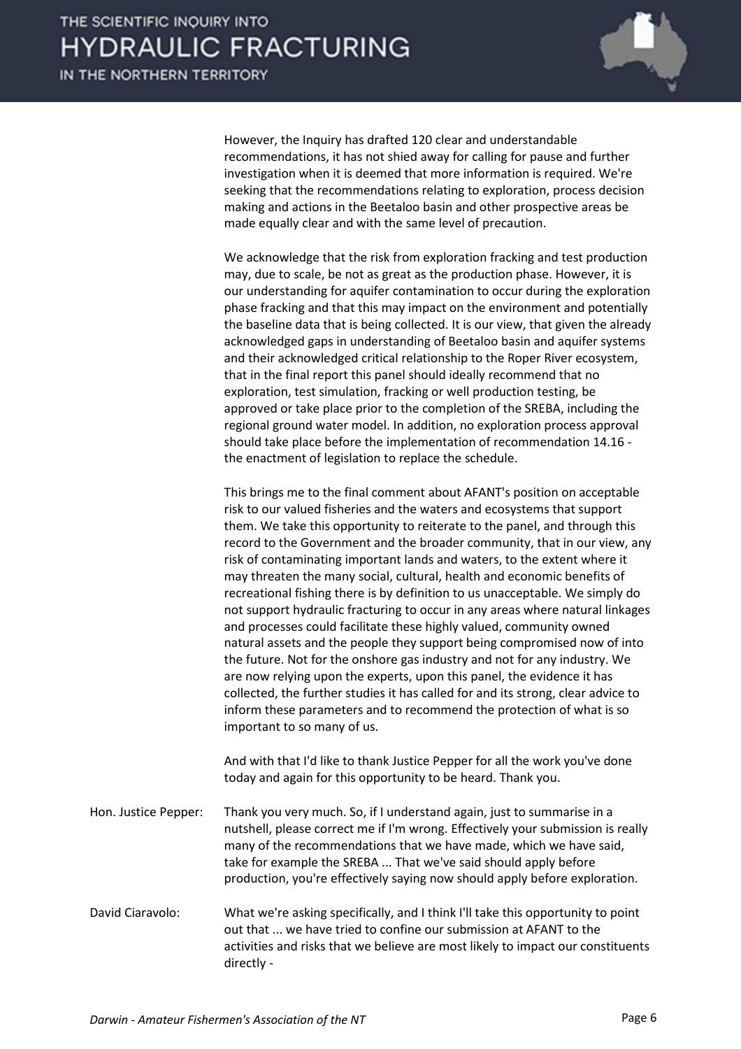However, the Inquiry has drafted 120 clear and understandable recommendations, it has not shied away for calling for pause and further investigation when it is deemed that more information is required. We're seeking that the recommendations relating to exploration, process decision making and actions in the Beetaloo basin and other prospective areas be made equally clear and with the same level of precaution.

We acknowledge that the risk from exploration fracking and test production may, due to scale, be not as great as the production phase. However, it is our understanding for aquifer contamination to occur during the exploration phase fracking and that this may impact on the environment and potentially the baseline data that is being collected. It is our view, that given the already acknowledged gaps in understanding of Beetaloo basin and aquifer systems and their acknowledged critical relationship to the Roper River ecosystem, that in the final report this panel should ideally recommend that no exploration, test simulation, fracking or well production testing, be approved or take place prior to the completion of the SREBA, including the regional ground water model. In addition, no exploration process approval should take place before the implementation of recommendation 14.16 - the enactment of legislation to replace the schedule.

This brings me to the final comment about AFANT's position on acceptable risk to our valued fisheries and the waters and ecosystems that support them. We take this opportunity to reiterate to the panel, and through this record to the Government and the broader community, that in our view, any risk of contaminating important lands and waters, to the extent where it may threaten the many social, cultural, health and economic benefits of recreational fishing there is by definition to us unacceptable. We simply do not support hydraulic fracturing to occur in any areas where natural linkages and processes could facilitate these highly valued, community owned natural assets and the people they support being compromised now of into the future. Not for the onshore gas industry and not for any industry. We are now relying upon the experts, upon this panel, the evidence it has collected, the further studies it has called for and its strong, clear advice to inform these parameters and to recommend the protection of what is so important to so many of us.

And with that I'd like to thank Justice Pepper for all the work you've done today and again for this opportunity to be heard. Thank you.

Hon. Justice Pepper: Thank you very much. So, if I understand again, just to summarise in a nutshell, please correct me if I'm wrong. Effectively your submission is really many of the recommendations that we have made, which we have said, take for example the SREBA ... That we've said should apply before production, you're effectively saying now should apply before exploration.

David Ciaravolo: What we're asking specifically, and I think I'll take this opportunity to point out that ... we have tried to confine our submission at AFANT to the activities and risks that we believe are most likely to impact our constituents directly -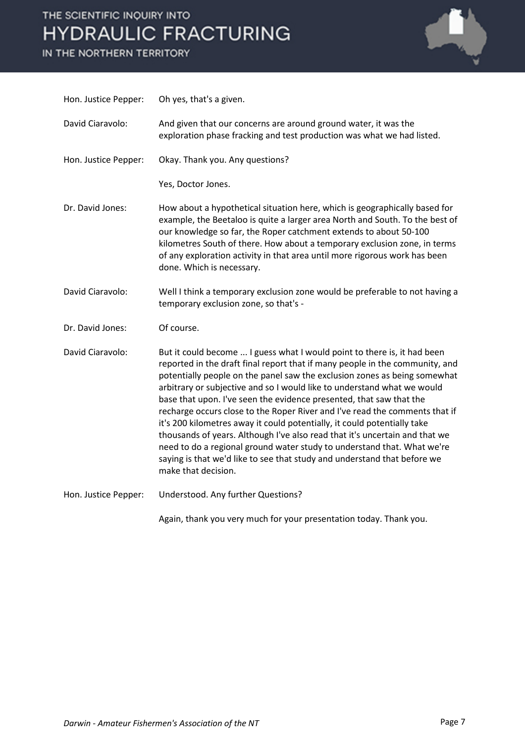Hon. Justice Pepper: Oh yes, that's a given.

David Ciaravolo: And given that our concerns are around ground water, it was the exploration phase fracking and test production was what we had listed.

Hon. Justice Pepper: Okay. Thank you. Any questions?

Yes, Doctor Jones.

Dr. David Jones: How about a hypothetical situation here, which is geographically based for example, the Beetaloo is quite a larger area North and South. To the best of our knowledge so far, the Roper catchment extends to about 50-100 kilometres South of there. How about a temporary exclusion zone, in terms of any exploration activity in that area until more rigorous work has been done. Which is necessary.

David Ciaravolo: Well I think a temporary exclusion zone would be preferable to not having a temporary exclusion zone, so that's -

Dr. David Jones: Of course.

David Ciaravolo: But it could become ... I guess what I would point to there is, it had been reported in the draft final report that if many people in the community, and potentially people on the panel saw the exclusion zones as being somewhat arbitrary or subjective and so I would like to understand what we would base that upon. I've seen the evidence presented, that saw that the recharge occurs close to the Roper River and I've read the comments that if it's 200 kilometres away it could potentially, it could potentially take thousands of years. Although I've also read that it's uncertain and that we need to do a regional ground water study to understand that. What we're saying is that we'd like to see that study and understand that before we make that decision.

Hon. Justice Pepper: Understood. Any further Questions?

Again, thank you very much for your presentation today. Thank you.